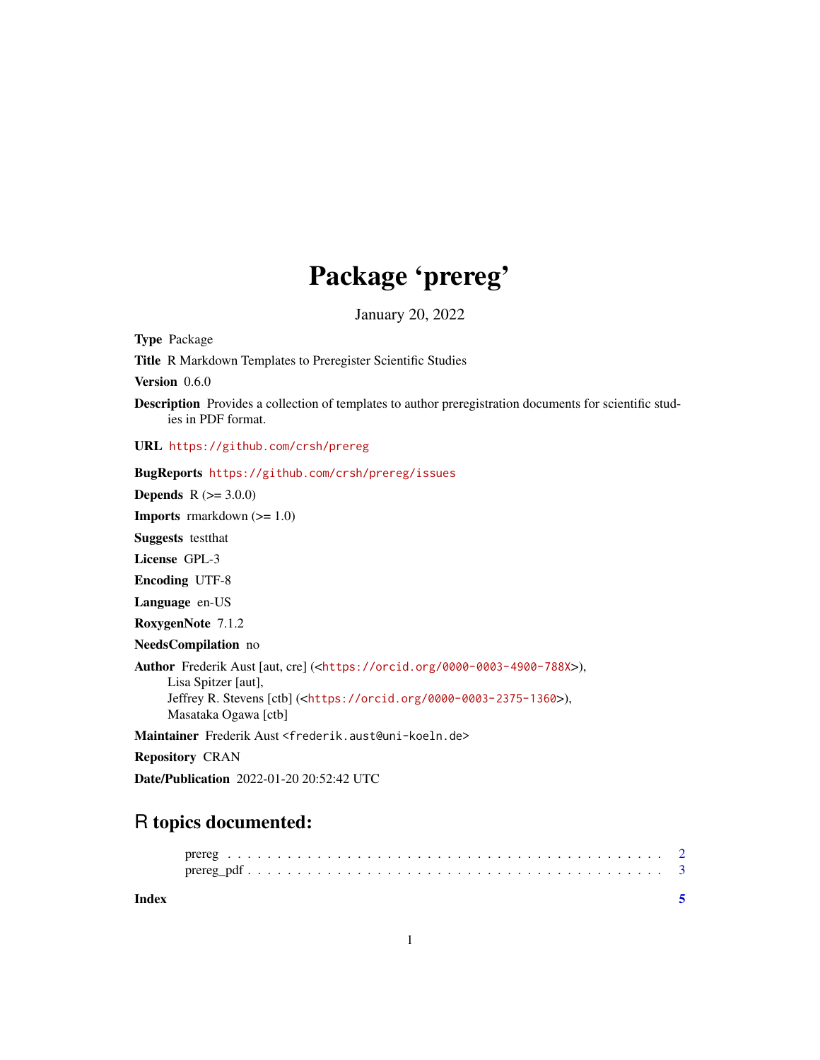# Package 'prereg'

January 20, 2022

**Type** Package

**Title** R Markdown Templates to Preregister Scientific Studies

**Version** 0.6.0

**Description** Provides a collection of templates to author preregistration documents for scientific studies in PDF format.

**URL** https://github.com/crsh/prereg

**BugReports** https://github.com/crsh/prereg/issues

**Depends** R (>= 3.0.0)

**Imports** rmarkdown (>= 1.0)

**Suggests** testthat

**License** GPL-3

**Encoding** UTF-8

**Language** en-US

**RoxygenNote** 7.1.2

**NeedsCompilation** no

**Author** Frederik Aust [aut, cre] (<https://orcid.org/0000-0003-4900-788X>),
Lisa Spitzer [aut],
Jeffrey R. Stevens [ctb] (<https://orcid.org/0000-0003-2375-1360>),
Masataka Ogawa [ctb]

**Maintainer** Frederik Aust <frederik.aust@uni-koeln.de>

**Repository** CRAN

**Date/Publication** 2022-01-20 20:52:42 UTC

## R topics documented:

prereg . . . . . . . . . . . . . . . . . . . . . . . . . . . . . . . . . . . . . . . . . . 2
prereg_pdf . . . . . . . . . . . . . . . . . . . . . . . . . . . . . . . . . . . . . . . . 3

**Index** 5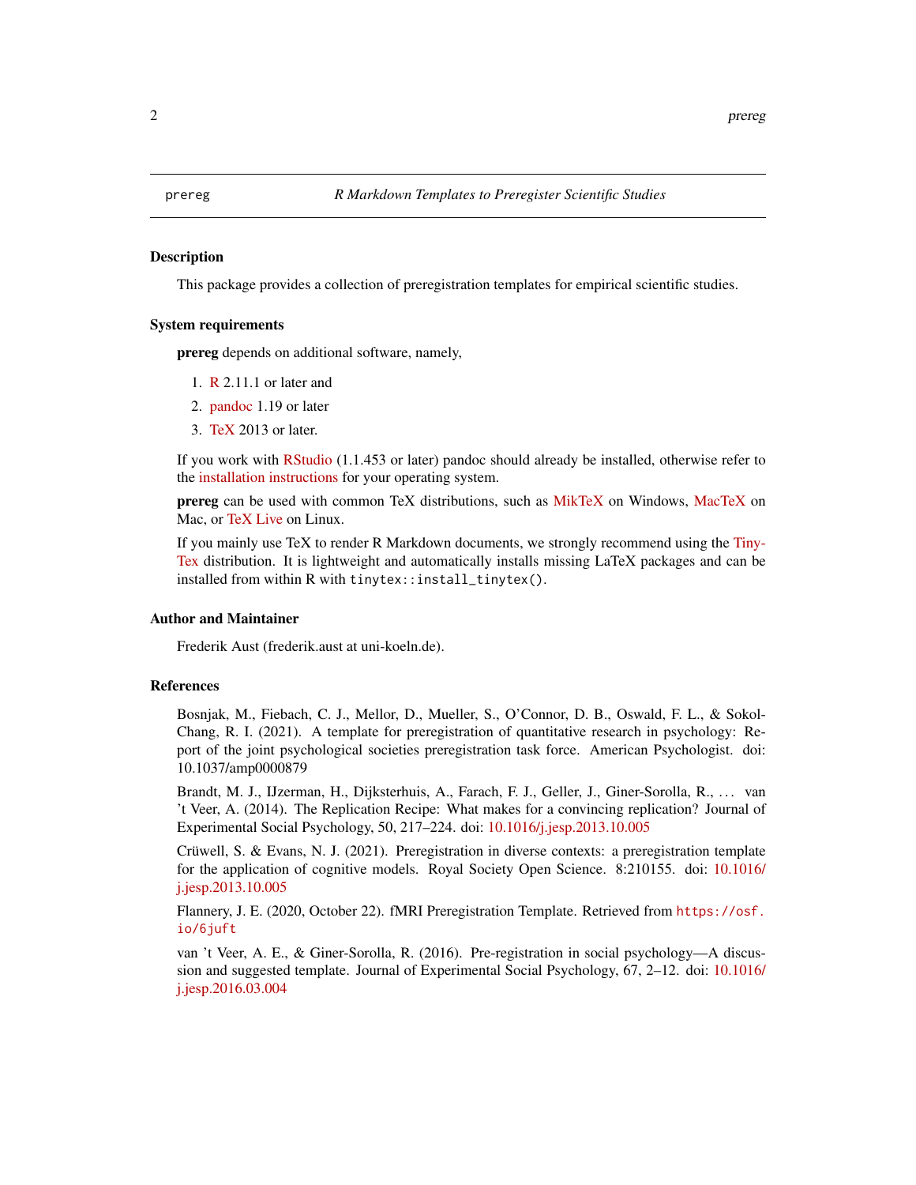prereg — *R Markdown Templates to Preregister Scientific Studies*

## Description

This package provides a collection of preregistration templates for empirical scientific studies.

## System requirements

**prereg** depends on additional software, namely,

1. R 2.11.1 or later and
2. pandoc 1.19 or later
3. TeX 2013 or later.

If you work with RStudio (1.1.453 or later) pandoc should already be installed, otherwise refer to the installation instructions for your operating system.

**prereg** can be used with common TeX distributions, such as MikTeX on Windows, MacTeX on Mac, or TeX Live on Linux.

If you mainly use TeX to render R Markdown documents, we strongly recommend using the TinyTex distribution. It is lightweight and automatically installs missing LaTeX packages and can be installed from within R with `tinytex::install_tinytex()`.

## Author and Maintainer

Frederik Aust (frederik.aust at uni-koeln.de).

## References

Bosnjak, M., Fiebach, C. J., Mellor, D., Mueller, S., O'Connor, D. B., Oswald, F. L., & Sokol-Chang, R. I. (2021). A template for preregistration of quantitative research in psychology: Report of the joint psychological societies preregistration task force. American Psychologist. doi: 10.1037/amp0000879

Brandt, M. J., IJzerman, H., Dijksterhuis, A., Farach, F. J., Geller, J., Giner-Sorolla, R., … van 't Veer, A. (2014). The Replication Recipe: What makes for a convincing replication? Journal of Experimental Social Psychology, 50, 217–224. doi: 10.1016/j.jesp.2013.10.005

Crüwell, S. & Evans, N. J. (2021). Preregistration in diverse contexts: a preregistration template for the application of cognitive models. Royal Society Open Science. 8:210155. doi: 10.1016/j.jesp.2013.10.005

Flannery, J. E. (2020, October 22). fMRI Preregistration Template. Retrieved from `https://osf.io/6juft`

van 't Veer, A. E., & Giner-Sorolla, R. (2016). Pre-registration in social psychology—A discussion and suggested template. Journal of Experimental Social Psychology, 67, 2–12. doi: 10.1016/j.jesp.2016.03.004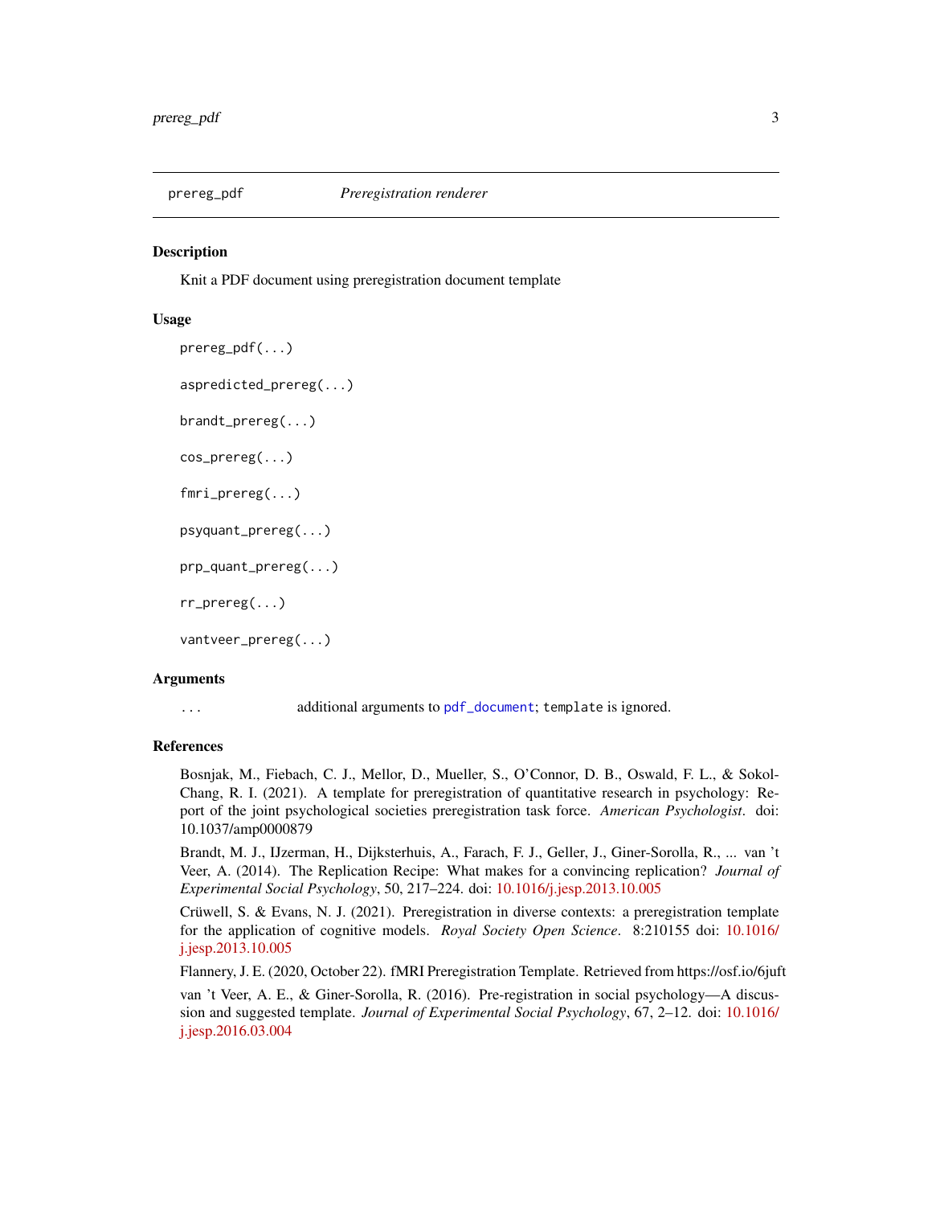## prereg_pdf — *Preregistration renderer*

### Description

Knit a PDF document using preregistration document template

### Usage

```
prereg_pdf(...)

aspredicted_prereg(...)

brandt_prereg(...)

cos_prereg(...)

fmri_prereg(...)

psyquant_prereg(...)

prp_quant_prereg(...)

rr_prereg(...)

vantveer_prereg(...)
```

### Arguments

| | |
|---|---|
| `...` | additional arguments to `pdf_document`; `template` is ignored. |

### References

Bosnjak, M., Fiebach, C. J., Mellor, D., Mueller, S., O'Connor, D. B., Oswald, F. L., & Sokol-Chang, R. I. (2021). A template for preregistration of quantitative research in psychology: Report of the joint psychological societies preregistration task force. *American Psychologist*. doi: 10.1037/amp0000879

Brandt, M. J., IJzerman, H., Dijksterhuis, A., Farach, F. J., Geller, J., Giner-Sorolla, R., ... van 't Veer, A. (2014). The Replication Recipe: What makes for a convincing replication? *Journal of Experimental Social Psychology*, 50, 217–224. doi: 10.1016/j.jesp.2013.10.005

Crüwell, S. & Evans, N. J. (2021). Preregistration in diverse contexts: a preregistration template for the application of cognitive models. *Royal Society Open Science*. 8:210155 doi: 10.1016/j.jesp.2013.10.005

Flannery, J. E. (2020, October 22). fMRI Preregistration Template. Retrieved from https://osf.io/6juft

van 't Veer, A. E., & Giner-Sorolla, R. (2016). Pre-registration in social psychology—A discussion and suggested template. *Journal of Experimental Social Psychology*, 67, 2–12. doi: 10.1016/j.jesp.2016.03.004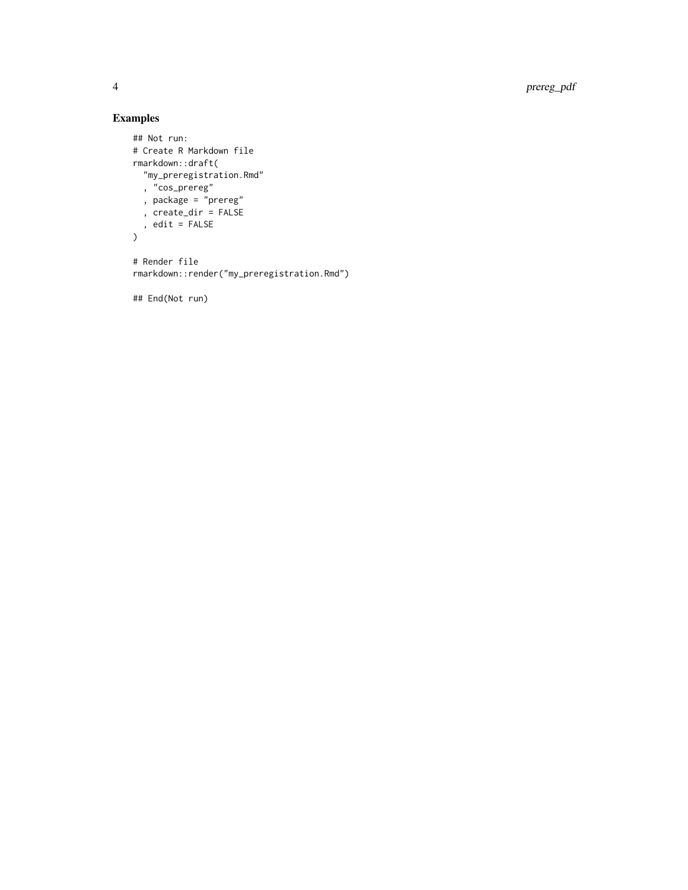## Examples

```
## Not run:
# Create R Markdown file
rmarkdown::draft(
  "my_preregistration.Rmd"
  , "cos_prereg"
  , package = "prereg"
  , create_dir = FALSE
  , edit = FALSE
)

# Render file
rmarkdown::render("my_preregistration.Rmd")

## End(Not run)
```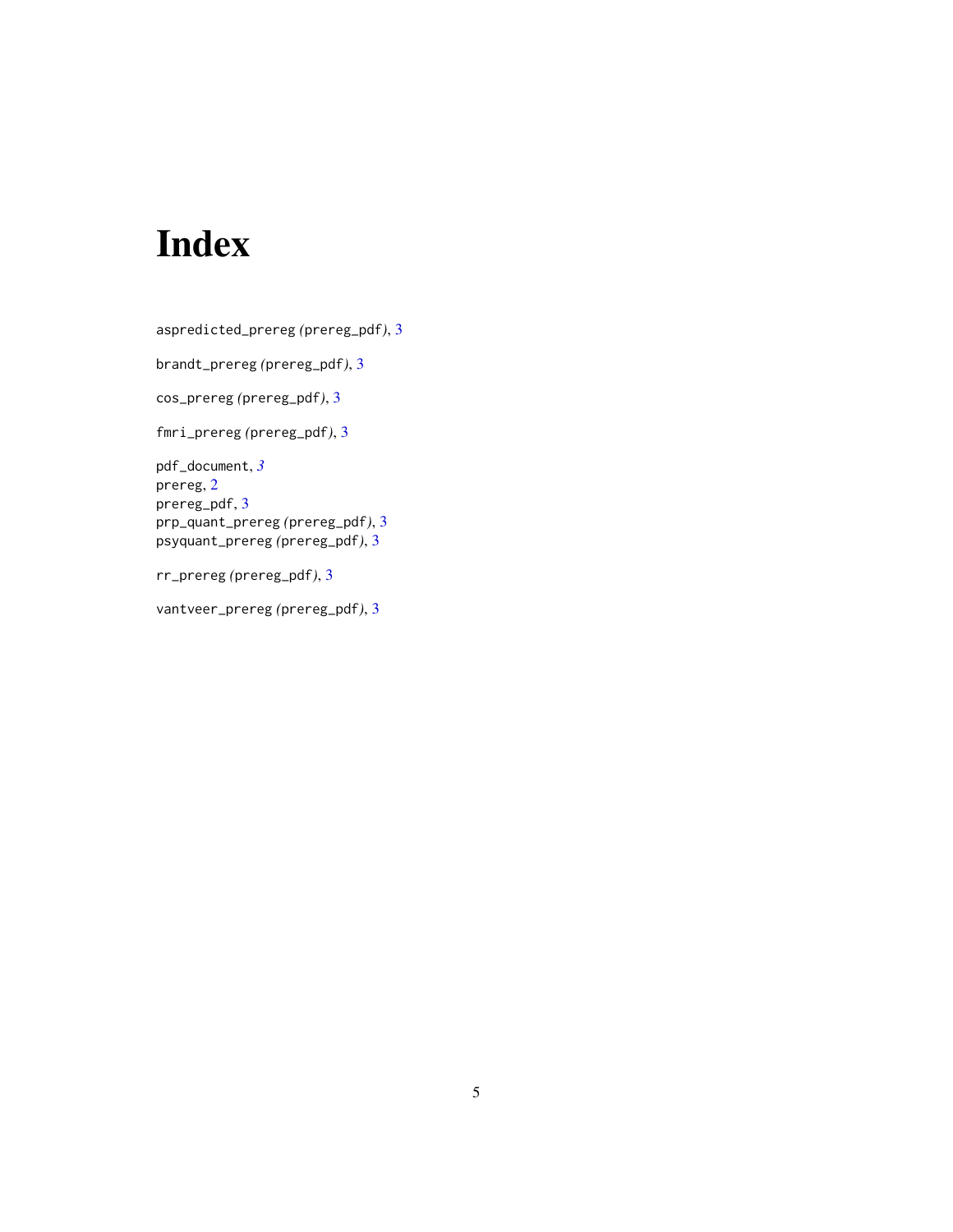# Index

aspredicted_prereg (prereg_pdf), 3

brandt_prereg (prereg_pdf), 3

cos_prereg (prereg_pdf), 3

fmri_prereg (prereg_pdf), 3

pdf_document, *3*
prereg, 2
prereg_pdf, 3
prp_quant_prereg (prereg_pdf), 3
psyquant_prereg (prereg_pdf), 3

rr_prereg (prereg_pdf), 3

vantveer_prereg (prereg_pdf), 3